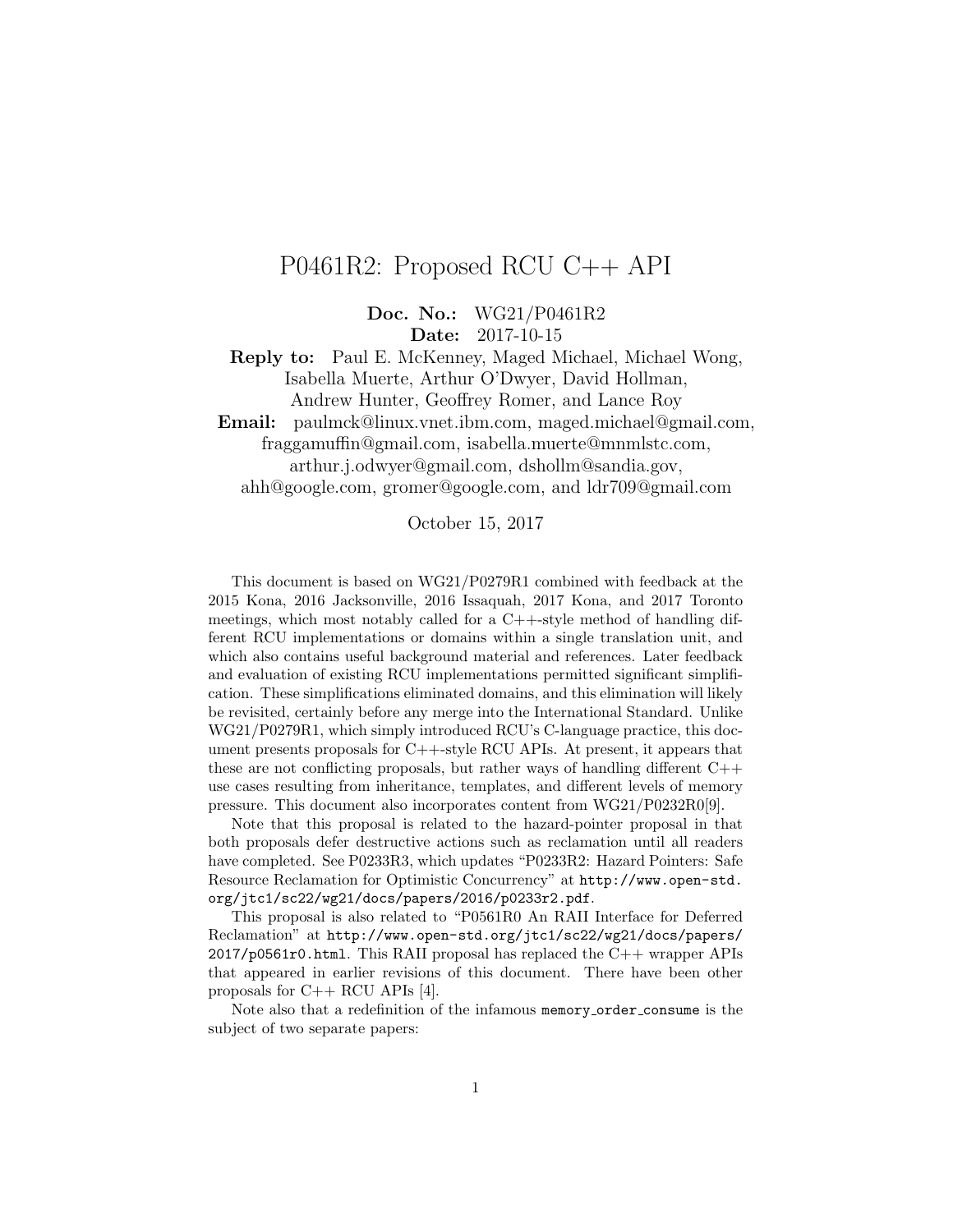# P0461R2: Proposed RCU C++ API

**Doc. No.:** WG21/P0461R2
**Date:** 2017-10-15
**Reply to:** Paul E. McKenney, Maged Michael, Michael Wong, Isabella Muerte, Arthur O'Dwyer, David Hollman, Andrew Hunter, Geoffrey Romer, and Lance Roy
**Email:** paulmck@linux.vnet.ibm.com, maged.michael@gmail.com, fraggamuffin@gmail.com, isabella.muerte@mnmlstc.com, arthur.j.odwyer@gmail.com, dshollm@sandia.gov, ahh@google.com, gromer@google.com, and ldr709@gmail.com

October 15, 2017

This document is based on WG21/P0279R1 combined with feedback at the 2015 Kona, 2016 Jacksonville, 2016 Issaquah, 2017 Kona, and 2017 Toronto meetings, which most notably called for a C++-style method of handling different RCU implementations or domains within a single translation unit, and which also contains useful background material and references. Later feedback and evaluation of existing RCU implementations permitted significant simplification. These simplifications eliminated domains, and this elimination will likely be revisited, certainly before any merge into the International Standard. Unlike WG21/P0279R1, which simply introduced RCU's C-language practice, this document presents proposals for C++-style RCU APIs. At present, it appears that these are not conflicting proposals, but rather ways of handling different C++ use cases resulting from inheritance, templates, and different levels of memory pressure. This document also incorporates content from WG21/P0232R0[9].

Note that this proposal is related to the hazard-pointer proposal in that both proposals defer destructive actions such as reclamation until all readers have completed. See P0233R3, which updates "P0233R2: Hazard Pointers: Safe Resource Reclamation for Optimistic Concurrency" at `http://www.open-std.org/jtc1/sc22/wg21/docs/papers/2016/p0233r2.pdf`.

This proposal is also related to "P0561R0 An RAII Interface for Deferred Reclamation" at `http://www.open-std.org/jtc1/sc22/wg21/docs/papers/2017/p0561r0.html`. This RAII proposal has replaced the C++ wrapper APIs that appeared in earlier revisions of this document. There have been other proposals for C++ RCU APIs [4].

Note also that a redefinition of the infamous `memory_order_consume` is the subject of two separate papers: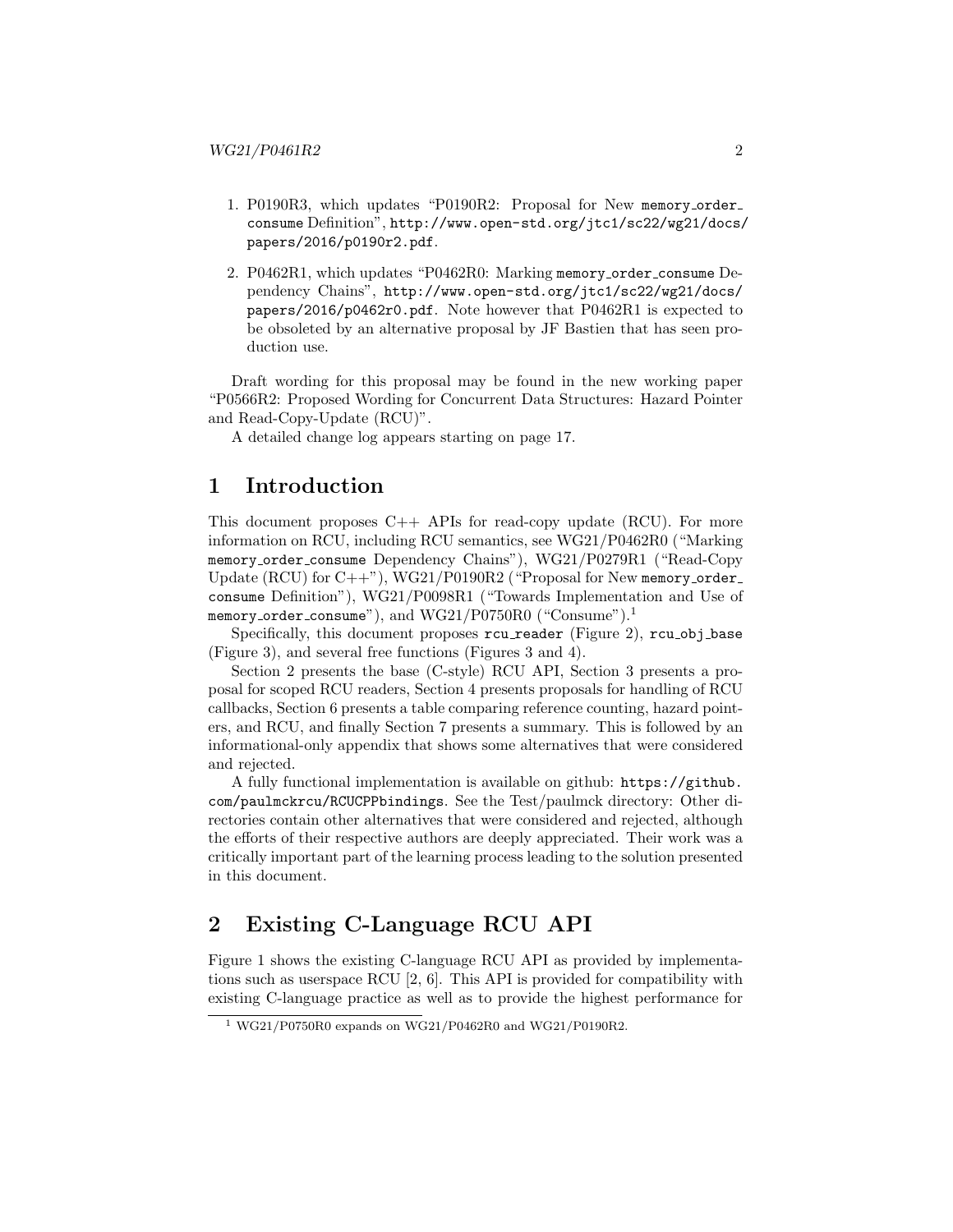1. P0190R3, which updates "P0190R2: Proposal for New `memory_order_consume` Definition", `http://www.open-std.org/jtc1/sc22/wg21/docs/papers/2016/p0190r2.pdf`.

2. P0462R1, which updates "P0462R0: Marking `memory_order_consume` Dependency Chains", `http://www.open-std.org/jtc1/sc22/wg21/docs/papers/2016/p0462r0.pdf`. Note however that P0462R1 is expected to be obsoleted by an alternative proposal by JF Bastien that has seen production use.

Draft wording for this proposal may be found in the new working paper "P0566R2: Proposed Wording for Concurrent Data Structures: Hazard Pointer and Read-Copy-Update (RCU)".

A detailed change log appears starting on page 17.

# 1 Introduction

This document proposes C++ APIs for read-copy update (RCU). For more information on RCU, including RCU semantics, see WG21/P0462R0 ("Marking `memory_order_consume` Dependency Chains"), WG21/P0279R1 ("Read-Copy Update (RCU) for C++"), WG21/P0190R2 ("Proposal for New `memory_order_consume` Definition"), WG21/P0098R1 ("Towards Implementation and Use of `memory_order_consume`"), and WG21/P0750R0 ("Consume").[1]

Specifically, this document proposes `rcu_reader` (Figure 2), `rcu_obj_base` (Figure 3), and several free functions (Figures 3 and 4).

Section 2 presents the base (C-style) RCU API, Section 3 presents a proposal for scoped RCU readers, Section 4 presents proposals for handling of RCU callbacks, Section 6 presents a table comparing reference counting, hazard pointers, and RCU, and finally Section 7 presents a summary. This is followed by an informational-only appendix that shows some alternatives that were considered and rejected.

A fully functional implementation is available on github: `https://github.com/paulmckrcu/RCUCPPbindings`. See the Test/paulmck directory: Other directories contain other alternatives that were considered and rejected, although the efforts of their respective authors are deeply appreciated. Their work was a critically important part of the learning process leading to the solution presented in this document.

# 2 Existing C-Language RCU API

Figure 1 shows the existing C-language RCU API as provided by implementations such as userspace RCU [2, 6]. This API is provided for compatibility with existing C-language practice as well as to provide the highest performance for

[1] WG21/P0750R0 expands on WG21/P0462R0 and WG21/P0190R2.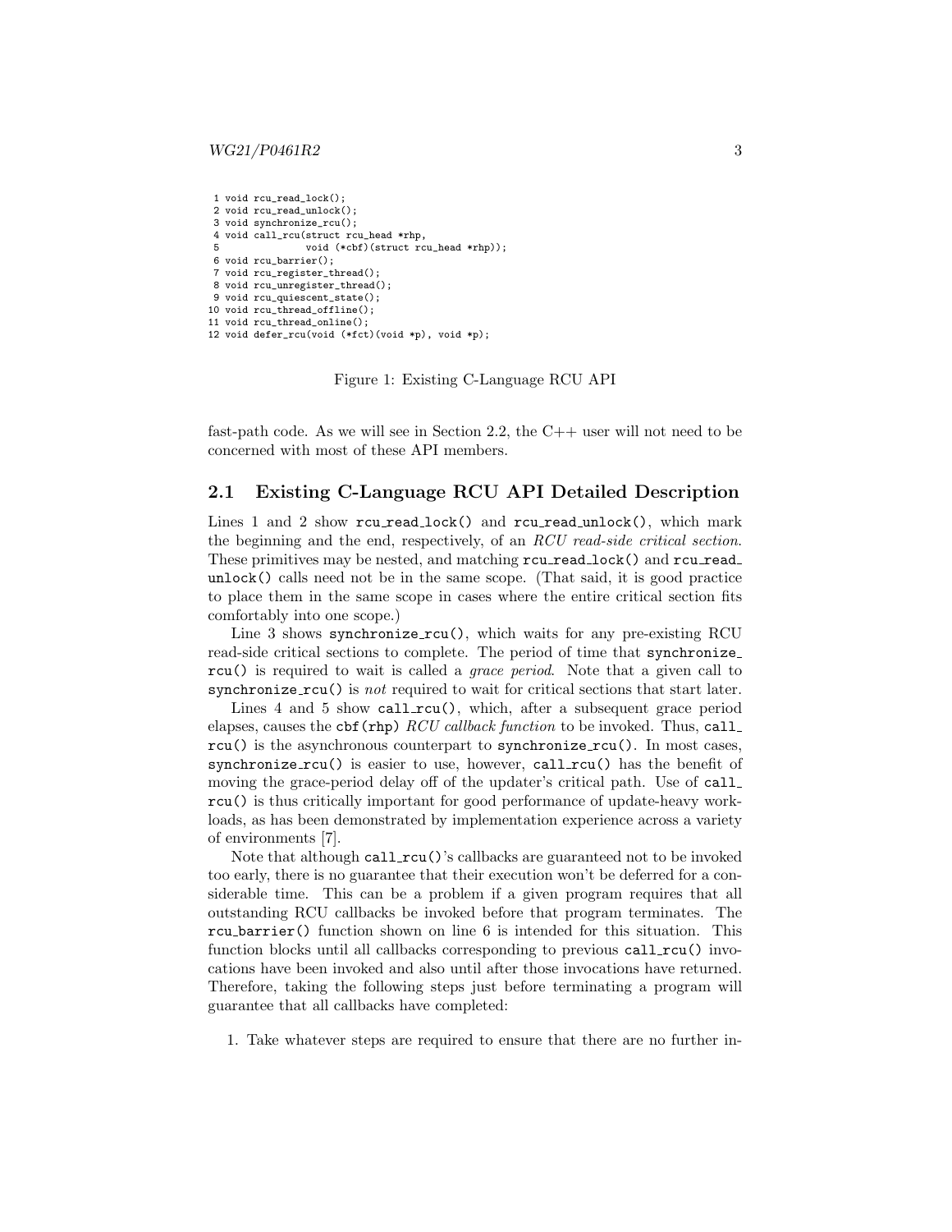```
 1 void rcu_read_lock();
 2 void rcu_read_unlock();
 3 void synchronize_rcu();
 4 void call_rcu(struct rcu_head *rhp,
 5               void (*cbf)(struct rcu_head *rhp));
 6 void rcu_barrier();
 7 void rcu_register_thread();
 8 void rcu_unregister_thread();
 9 void rcu_quiescent_state();
10 void rcu_thread_offline();
11 void rcu_thread_online();
12 void defer_rcu(void (*fct)(void *p), void *p);
```

Figure 1: Existing C-Language RCU API

fast-path code. As we will see in Section 2.2, the C++ user will not need to be concerned with most of these API members.

## 2.1 Existing C-Language RCU API Detailed Description

Lines 1 and 2 show `rcu_read_lock()` and `rcu_read_unlock()`, which mark the beginning and the end, respectively, of an *RCU read-side critical section*. These primitives may be nested, and matching `rcu_read_lock()` and `rcu_read_unlock()` calls need not be in the same scope. (That said, it is good practice to place them in the same scope in cases where the entire critical section fits comfortably into one scope.)

Line 3 shows `synchronize_rcu()`, which waits for any pre-existing RCU read-side critical sections to complete. The period of time that `synchronize_rcu()` is required to wait is called a *grace period*. Note that a given call to `synchronize_rcu()` is *not* required to wait for critical sections that start later.

Lines 4 and 5 show `call_rcu()`, which, after a subsequent grace period elapses, causes the `cbf(rhp)` *RCU callback function* to be invoked. Thus, `call_rcu()` is the asynchronous counterpart to `synchronize_rcu()`. In most cases, `synchronize_rcu()` is easier to use, however, `call_rcu()` has the benefit of moving the grace-period delay off of the updater's critical path. Use of `call_rcu()` is thus critically important for good performance of update-heavy workloads, as has been demonstrated by implementation experience across a variety of environments [7].

Note that although `call_rcu()`'s callbacks are guaranteed not to be invoked too early, there is no guarantee that their execution won't be deferred for a considerable time. This can be a problem if a given program requires that all outstanding RCU callbacks be invoked before that program terminates. The `rcu_barrier()` function shown on line 6 is intended for this situation. This function blocks until all callbacks corresponding to previous `call_rcu()` invocations have been invoked and also until after those invocations have returned. Therefore, taking the following steps just before terminating a program will guarantee that all callbacks have completed:

1. Take whatever steps are required to ensure that there are no further in-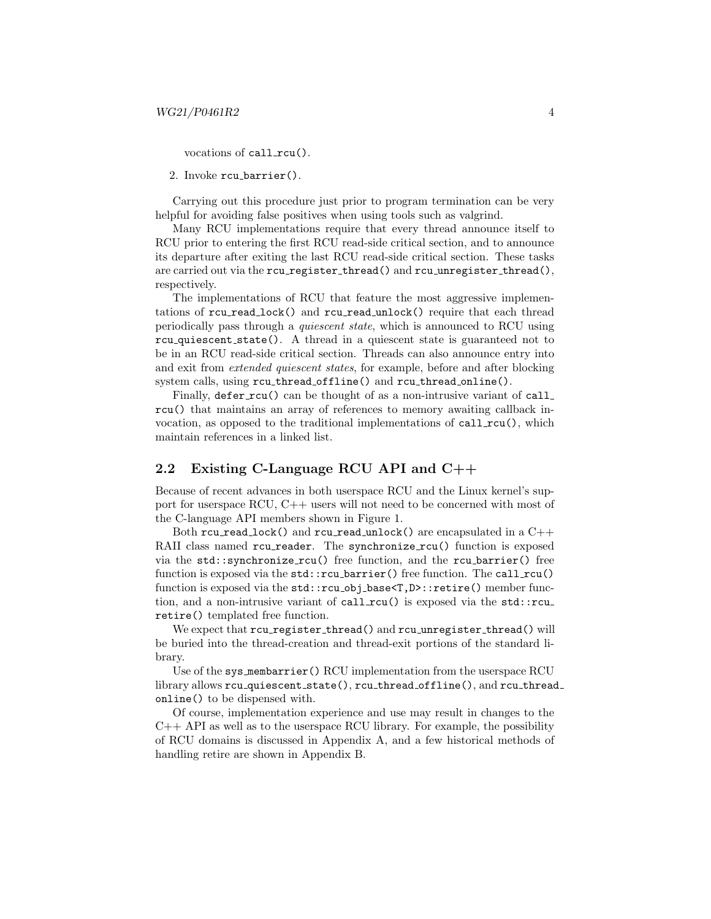vocations of `call_rcu()`.

2. Invoke `rcu_barrier()`.

Carrying out this procedure just prior to program termination can be very helpful for avoiding false positives when using tools such as valgrind.

Many RCU implementations require that every thread announce itself to RCU prior to entering the first RCU read-side critical section, and to announce its departure after exiting the last RCU read-side critical section. These tasks are carried out via the `rcu_register_thread()` and `rcu_unregister_thread()`, respectively.

The implementations of RCU that feature the most aggressive implementations of `rcu_read_lock()` and `rcu_read_unlock()` require that each thread periodically pass through a *quiescent state*, which is announced to RCU using `rcu_quiescent_state()`. A thread in a quiescent state is guaranteed not to be in an RCU read-side critical section. Threads can also announce entry into and exit from *extended quiescent states*, for example, before and after blocking system calls, using `rcu_thread_offline()` and `rcu_thread_online()`.

Finally, `defer_rcu()` can be thought of as a non-intrusive variant of `call_rcu()` that maintains an array of references to memory awaiting callback invocation, as opposed to the traditional implementations of `call_rcu()`, which maintain references in a linked list.

## 2.2 Existing C-Language RCU API and C++

Because of recent advances in both userspace RCU and the Linux kernel's support for userspace RCU, C++ users will not need to be concerned with most of the C-language API members shown in Figure 1.

Both `rcu_read_lock()` and `rcu_read_unlock()` are encapsulated in a C++ RAII class named `rcu_reader`. The `synchronize_rcu()` function is exposed via the `std::synchronize_rcu()` free function, and the `rcu_barrier()` free function is exposed via the `std::rcu_barrier()` free function. The `call_rcu()` function is exposed via the `std::rcu_obj_base<T,D>::retire()` member function, and a non-intrusive variant of `call_rcu()` is exposed via the `std::rcu_retire()` templated free function.

We expect that `rcu_register_thread()` and `rcu_unregister_thread()` will be buried into the thread-creation and thread-exit portions of the standard library.

Use of the `sys_membarrier()` RCU implementation from the userspace RCU library allows `rcu_quiescent_state()`, `rcu_thread_offline()`, and `rcu_thread_online()` to be dispensed with.

Of course, implementation experience and use may result in changes to the C++ API as well as to the userspace RCU library. For example, the possibility of RCU domains is discussed in Appendix A, and a few historical methods of handling retire are shown in Appendix B.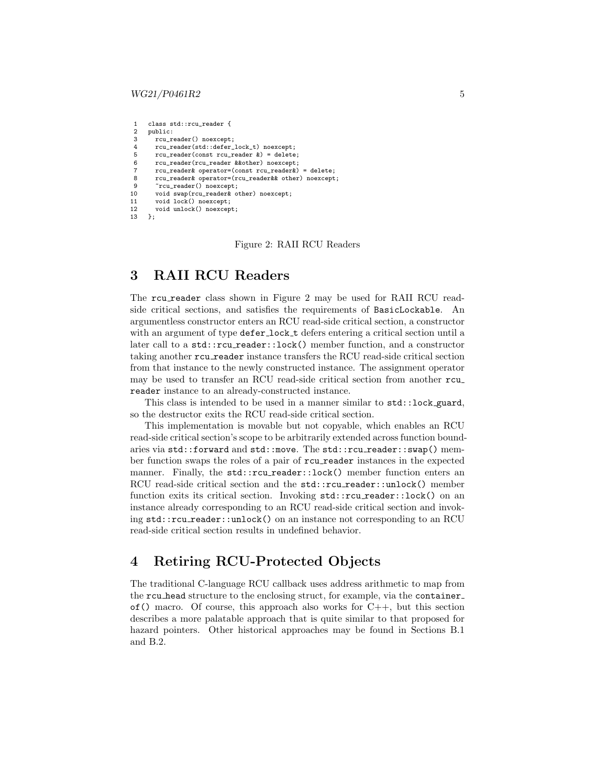```
1   class std::rcu_reader {
2   public:
3     rcu_reader() noexcept;
4     rcu_reader(std::defer_lock_t) noexcept;
5     rcu_reader(const rcu_reader &) = delete;
6     rcu_reader(rcu_reader &&other) noexcept;
7     rcu_reader& operator=(const rcu_reader&) = delete;
8     rcu_reader& operator=(rcu_reader&& other) noexcept;
9     ~rcu_reader() noexcept;
10    void swap(rcu_reader& other) noexcept;
11    void lock() noexcept;
12    void unlock() noexcept;
13  };
```

Figure 2: RAII RCU Readers

# 3 RAII RCU Readers

The `rcu_reader` class shown in Figure 2 may be used for RAII RCU read-side critical sections, and satisfies the requirements of `BasicLockable`. An argumentless constructor enters an RCU read-side critical section, a constructor with an argument of type `defer_lock_t` defers entering a critical section until a later call to a `std::rcu_reader::lock()` member function, and a constructor taking another `rcu_reader` instance transfers the RCU read-side critical section from that instance to the newly constructed instance. The assignment operator may be used to transfer an RCU read-side critical section from another `rcu_reader` instance to an already-constructed instance.

This class is intended to be used in a manner similar to `std::lock_guard`, so the destructor exits the RCU read-side critical section.

This implementation is movable but not copyable, which enables an RCU read-side critical section's scope to be arbitrarily extended across function boundaries via `std::forward` and `std::move`. The `std::rcu_reader::swap()` member function swaps the roles of a pair of `rcu_reader` instances in the expected manner. Finally, the `std::rcu_reader::lock()` member function enters an RCU read-side critical section and the `std::rcu_reader::unlock()` member function exits its critical section. Invoking `std::rcu_reader::lock()` on an instance already corresponding to an RCU read-side critical section and invoking `std::rcu_reader::unlock()` on an instance not corresponding to an RCU read-side critical section results in undefined behavior.

# 4 Retiring RCU-Protected Objects

The traditional C-language RCU callback uses address arithmetic to map from the `rcu_head` structure to the enclosing struct, for example, via the `container_of()` macro. Of course, this approach also works for C++, but this section describes a more palatable approach that is quite similar to that proposed for hazard pointers. Other historical approaches may be found in Sections B.1 and B.2.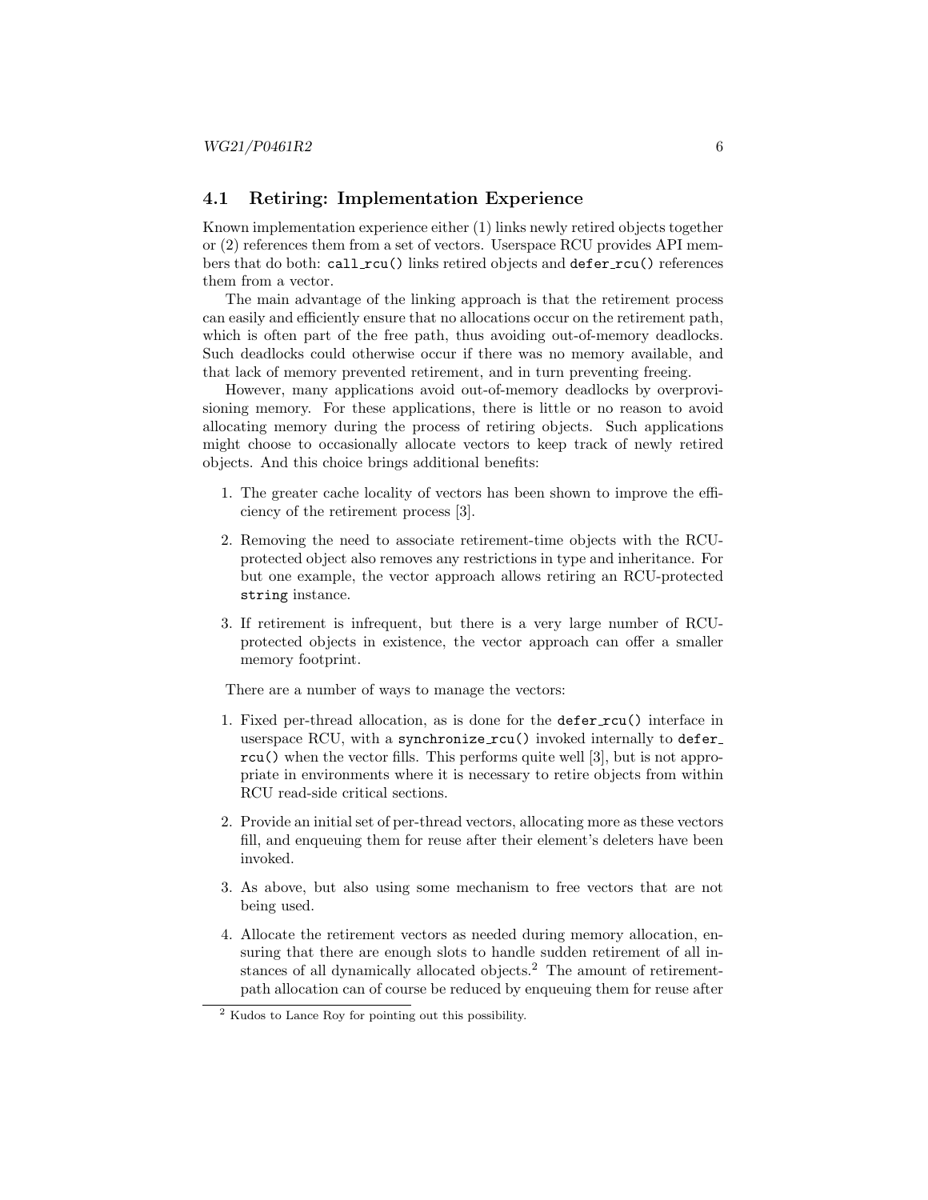## 4.1 Retiring: Implementation Experience

Known implementation experience either (1) links newly retired objects together or (2) references them from a set of vectors. Userspace RCU provides API members that do both: `call_rcu()` links retired objects and `defer_rcu()` references them from a vector.

The main advantage of the linking approach is that the retirement process can easily and efficiently ensure that no allocations occur on the retirement path, which is often part of the free path, thus avoiding out-of-memory deadlocks. Such deadlocks could otherwise occur if there was no memory available, and that lack of memory prevented retirement, and in turn preventing freeing.

However, many applications avoid out-of-memory deadlocks by overprovisioning memory. For these applications, there is little or no reason to avoid allocating memory during the process of retiring objects. Such applications might choose to occasionally allocate vectors to keep track of newly retired objects. And this choice brings additional benefits:

1. The greater cache locality of vectors has been shown to improve the efficiency of the retirement process [3].
2. Removing the need to associate retirement-time objects with the RCU-protected object also removes any restrictions in type and inheritance. For but one example, the vector approach allows retiring an RCU-protected `string` instance.
3. If retirement is infrequent, but there is a very large number of RCU-protected objects in existence, the vector approach can offer a smaller memory footprint.

There are a number of ways to manage the vectors:

1. Fixed per-thread allocation, as is done for the `defer_rcu()` interface in userspace RCU, with a `synchronize_rcu()` invoked internally to `defer_rcu()` when the vector fills. This performs quite well [3], but is not appropriate in environments where it is necessary to retire objects from within RCU read-side critical sections.
2. Provide an initial set of per-thread vectors, allocating more as these vectors fill, and enqueuing them for reuse after their element's deleters have been invoked.
3. As above, but also using some mechanism to free vectors that are not being used.
4. Allocate the retirement vectors as needed during memory allocation, ensuring that there are enough slots to handle sudden retirement of all instances of all dynamically allocated objects.[2] The amount of retirement-path allocation can of course be reduced by enqueuing them for reuse after

[2] Kudos to Lance Roy for pointing out this possibility.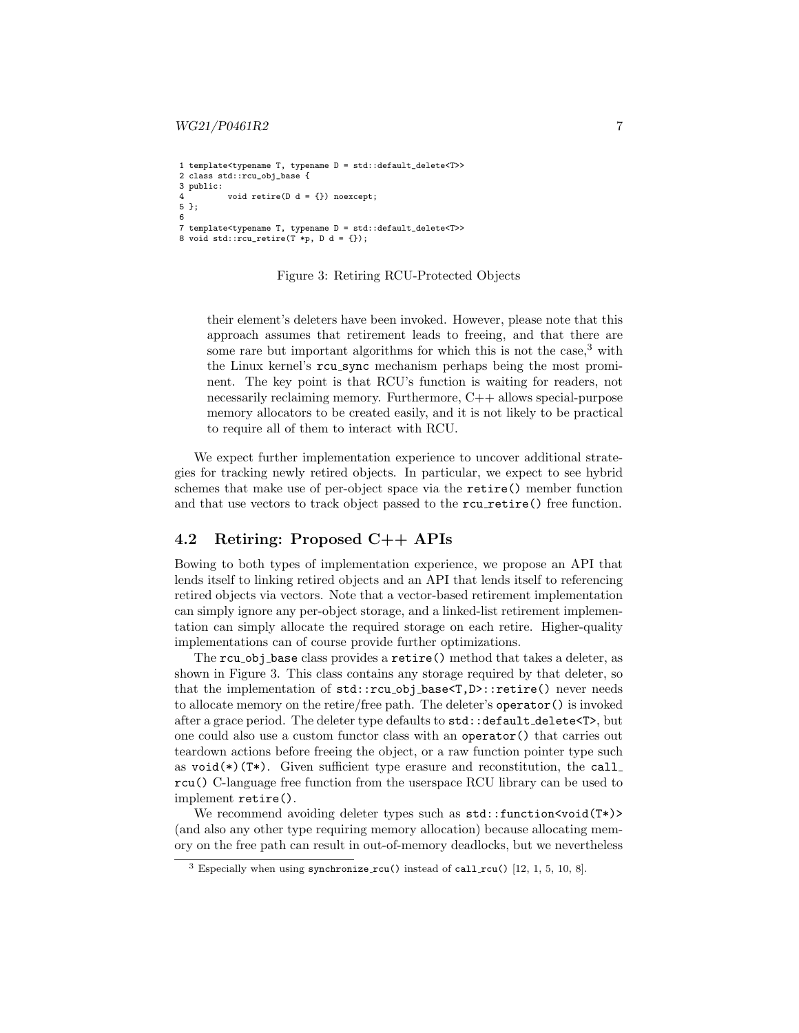```
1 template<typename T, typename D = std::default_delete<T>>
2 class std::rcu_obj_base {
3 public:
4         void retire(D d = {}) noexcept;
5 };
6
7 template<typename T, typename D = std::default_delete<T>>
8 void std::rcu_retire(T *p, D d = {});
```

Figure 3: Retiring RCU-Protected Objects

their element's deleters have been invoked. However, please note that this approach assumes that retirement leads to freeing, and that there are some rare but important algorithms for which this is not the case,[3] with the Linux kernel's `rcu_sync` mechanism perhaps being the most prominent. The key point is that RCU's function is waiting for readers, not necessarily reclaiming memory. Furthermore, C++ allows special-purpose memory allocators to be created easily, and it is not likely to be practical to require all of them to interact with RCU.

We expect further implementation experience to uncover additional strategies for tracking newly retired objects. In particular, we expect to see hybrid schemes that make use of per-object space via the `retire()` member function and that use vectors to track object passed to the `rcu_retire()` free function.

## 4.2 Retiring: Proposed C++ APIs

Bowing to both types of implementation experience, we propose an API that lends itself to linking retired objects and an API that lends itself to referencing retired objects via vectors. Note that a vector-based retirement implementation can simply ignore any per-object storage, and a linked-list retirement implementation can simply allocate the required storage on each retire. Higher-quality implementations can of course provide further optimizations.

The `rcu_obj_base` class provides a `retire()` method that takes a deleter, as shown in Figure 3. This class contains any storage required by that deleter, so that the implementation of `std::rcu_obj_base<T,D>::retire()` never needs to allocate memory on the retire/free path. The deleter's `operator()` is invoked after a grace period. The deleter type defaults to `std::default_delete<T>`, but one could also use a custom functor class with an `operator()` that carries out teardown actions before freeing the object, or a raw function pointer type such as `void(*)(T*)`. Given sufficient type erasure and reconstitution, the `call_rcu()` C-language free function from the userspace RCU library can be used to implement `retire()`.

We recommend avoiding deleter types such as `std::function<void(T*)>` (and also any other type requiring memory allocation) because allocating memory on the free path can result in out-of-memory deadlocks, but we nevertheless

[3] Especially when using `synchronize_rcu()` instead of `call_rcu()` [12, 1, 5, 10, 8].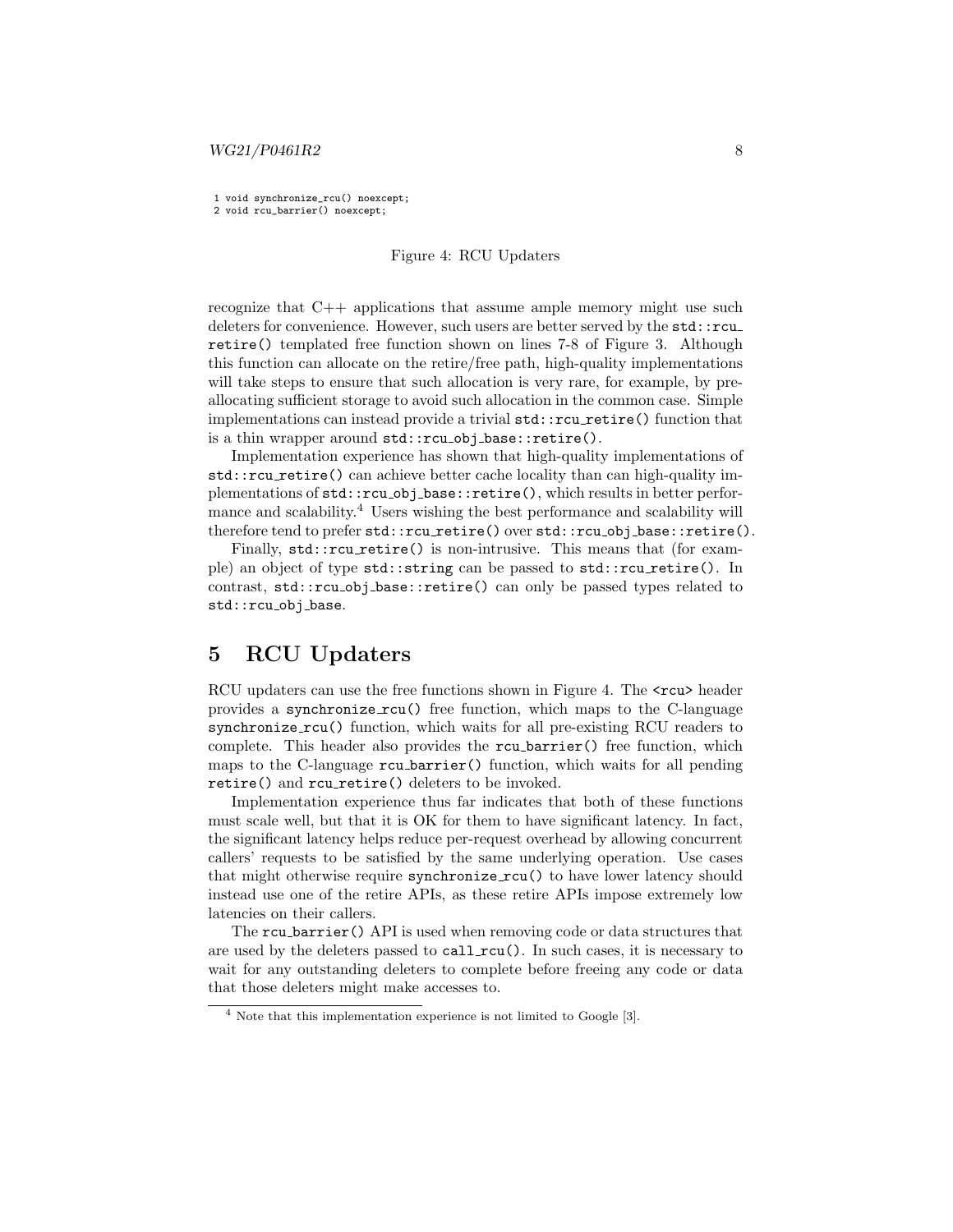```
1 void synchronize_rcu() noexcept;
2 void rcu_barrier() noexcept;
```

Figure 4: RCU Updaters

recognize that C++ applications that assume ample memory might use such deleters for convenience. However, such users are better served by the `std::rcu_retire()` templated free function shown on lines 7-8 of Figure 3. Although this function can allocate on the retire/free path, high-quality implementations will take steps to ensure that such allocation is very rare, for example, by preallocating sufficient storage to avoid such allocation in the common case. Simple implementations can instead provide a trivial `std::rcu_retire()` function that is a thin wrapper around `std::rcu_obj_base::retire()`.

Implementation experience has shown that high-quality implementations of `std::rcu_retire()` can achieve better cache locality than can high-quality implementations of `std::rcu_obj_base::retire()`, which results in better performance and scalability.[4] Users wishing the best performance and scalability will therefore tend to prefer `std::rcu_retire()` over `std::rcu_obj_base::retire()`.

Finally, `std::rcu_retire()` is non-intrusive. This means that (for example) an object of type `std::string` can be passed to `std::rcu_retire()`. In contrast, `std::rcu_obj_base::retire()` can only be passed types related to `std::rcu_obj_base`.

# 5 RCU Updaters

RCU updaters can use the free functions shown in Figure 4. The `<rcu>` header provides a `synchronize_rcu()` free function, which maps to the C-language `synchronize_rcu()` function, which waits for all pre-existing RCU readers to complete. This header also provides the `rcu_barrier()` free function, which maps to the C-language `rcu_barrier()` function, which waits for all pending `retire()` and `rcu_retire()` deleters to be invoked.

Implementation experience thus far indicates that both of these functions must scale well, but that it is OK for them to have significant latency. In fact, the significant latency helps reduce per-request overhead by allowing concurrent callers' requests to be satisfied by the same underlying operation. Use cases that might otherwise require `synchronize_rcu()` to have lower latency should instead use one of the retire APIs, as these retire APIs impose extremely low latencies on their callers.

The `rcu_barrier()` API is used when removing code or data structures that are used by the deleters passed to `call_rcu()`. In such cases, it is necessary to wait for any outstanding deleters to complete before freeing any code or data that those deleters might make accesses to.

[4] Note that this implementation experience is not limited to Google [3].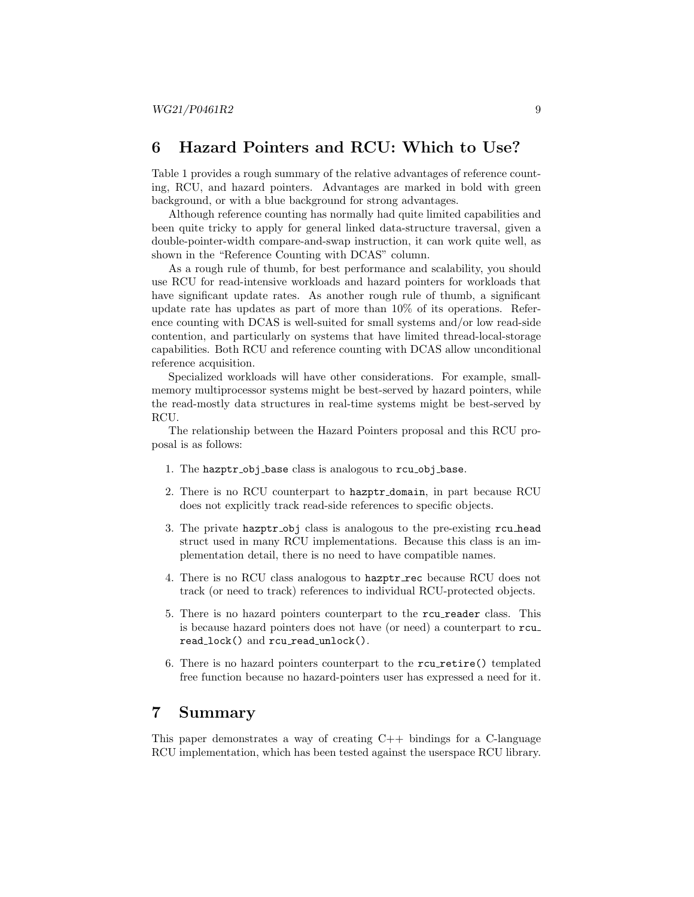## 6 Hazard Pointers and RCU: Which to Use?

Table 1 provides a rough summary of the relative advantages of reference counting, RCU, and hazard pointers. Advantages are marked in bold with green background, or with a blue background for strong advantages.

Although reference counting has normally had quite limited capabilities and been quite tricky to apply for general linked data-structure traversal, given a double-pointer-width compare-and-swap instruction, it can work quite well, as shown in the "Reference Counting with DCAS" column.

As a rough rule of thumb, for best performance and scalability, you should use RCU for read-intensive workloads and hazard pointers for workloads that have significant update rates. As another rough rule of thumb, a significant update rate has updates as part of more than 10% of its operations. Reference counting with DCAS is well-suited for small systems and/or low read-side contention, and particularly on systems that have limited thread-local-storage capabilities. Both RCU and reference counting with DCAS allow unconditional reference acquisition.

Specialized workloads will have other considerations. For example, small-memory multiprocessor systems might be best-served by hazard pointers, while the read-mostly data structures in real-time systems might be best-served by RCU.

The relationship between the Hazard Pointers proposal and this RCU proposal is as follows:

1. The `hazptr_obj_base` class is analogous to `rcu_obj_base`.
2. There is no RCU counterpart to `hazptr_domain`, in part because RCU does not explicitly track read-side references to specific objects.
3. The private `hazptr_obj` class is analogous to the pre-existing `rcu_head` struct used in many RCU implementations. Because this class is an implementation detail, there is no need to have compatible names.
4. There is no RCU class analogous to `hazptr_rec` because RCU does not track (or need to track) references to individual RCU-protected objects.
5. There is no hazard pointers counterpart to the `rcu_reader` class. This is because hazard pointers does not have (or need) a counterpart to `rcu_read_lock()` and `rcu_read_unlock()`.
6. There is no hazard pointers counterpart to the `rcu_retire()` templated free function because no hazard-pointers user has expressed a need for it.

## 7 Summary

This paper demonstrates a way of creating C++ bindings for a C-language RCU implementation, which has been tested against the userspace RCU library.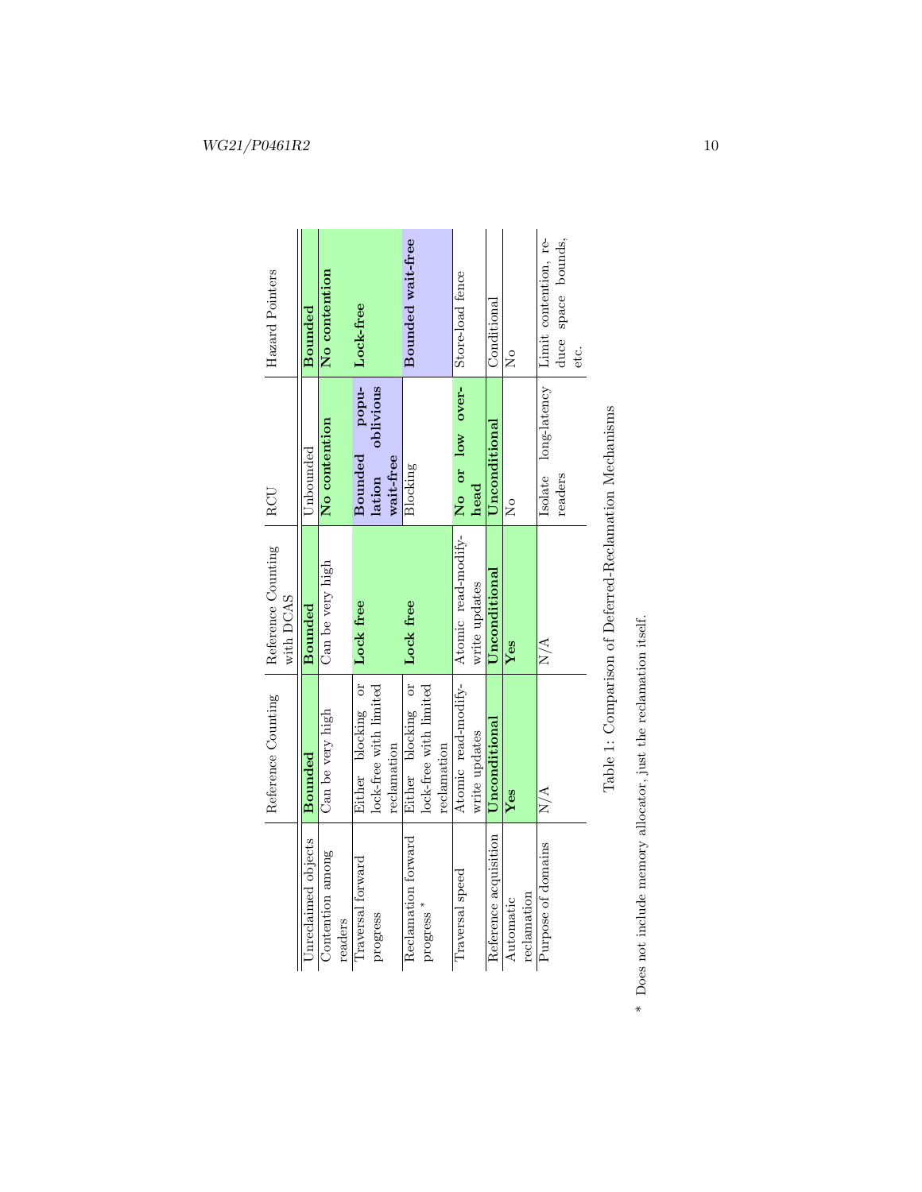| | Reference Counting | Reference Counting with DCAS | RCU | Hazard Pointers |
|---|---|---|---|---|
| Unreclaimed objects | **Bounded** | **Bounded** | Unbounded | **Bounded** |
| Contention among readers | Can be very high | Can be very high | **No contention** | **No contention** |
| Traversal forward progress | Either blocking or lock-free with limited reclamation | **Lock free** | **Bounded population oblivious wait-free** | **Lock-free** |
| Reclamation forward progress * | Either blocking or lock-free with limited reclamation | **Lock free** | Blocking | **Bounded wait-free** |
| Traversal speed | Atomic read-modify-write updates | Atomic read-modify-write updates | **No or low overhead** | Store-load fence |
| Reference acquisition | **Unconditional** | **Unconditional** | **Unconditional** | Conditional |
| Automatic reclamation | **Yes** | **Yes** | No | No |
| Purpose of domains | N/A | N/A | Isolate long-latency readers | Limit contention, reduce space bounds, etc. |

Table 1: Comparison of Deferred-Reclamation Mechanisms

\* Does not include memory allocator, just the reclamation itself.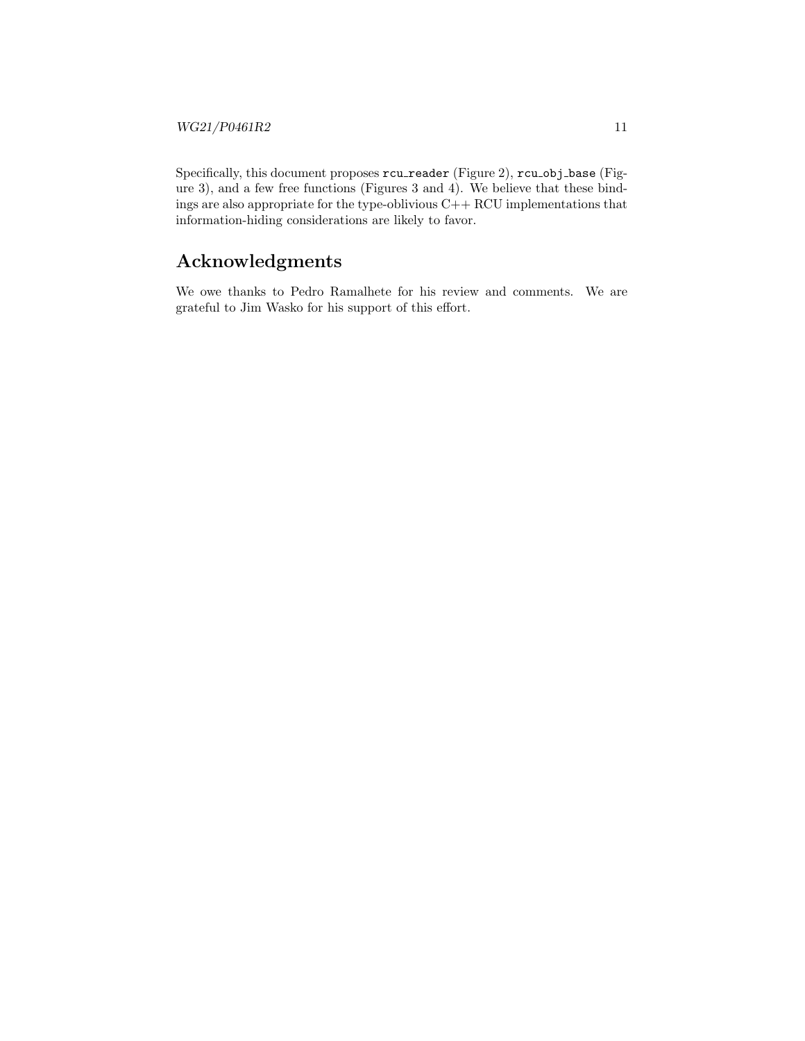Specifically, this document proposes `rcu_reader` (Figure 2), `rcu_obj_base` (Figure 3), and a few free functions (Figures 3 and 4). We believe that these bindings are also appropriate for the type-oblivious C++ RCU implementations that information-hiding considerations are likely to favor.

## Acknowledgments

We owe thanks to Pedro Ramalhete for his review and comments. We are grateful to Jim Wasko for his support of this effort.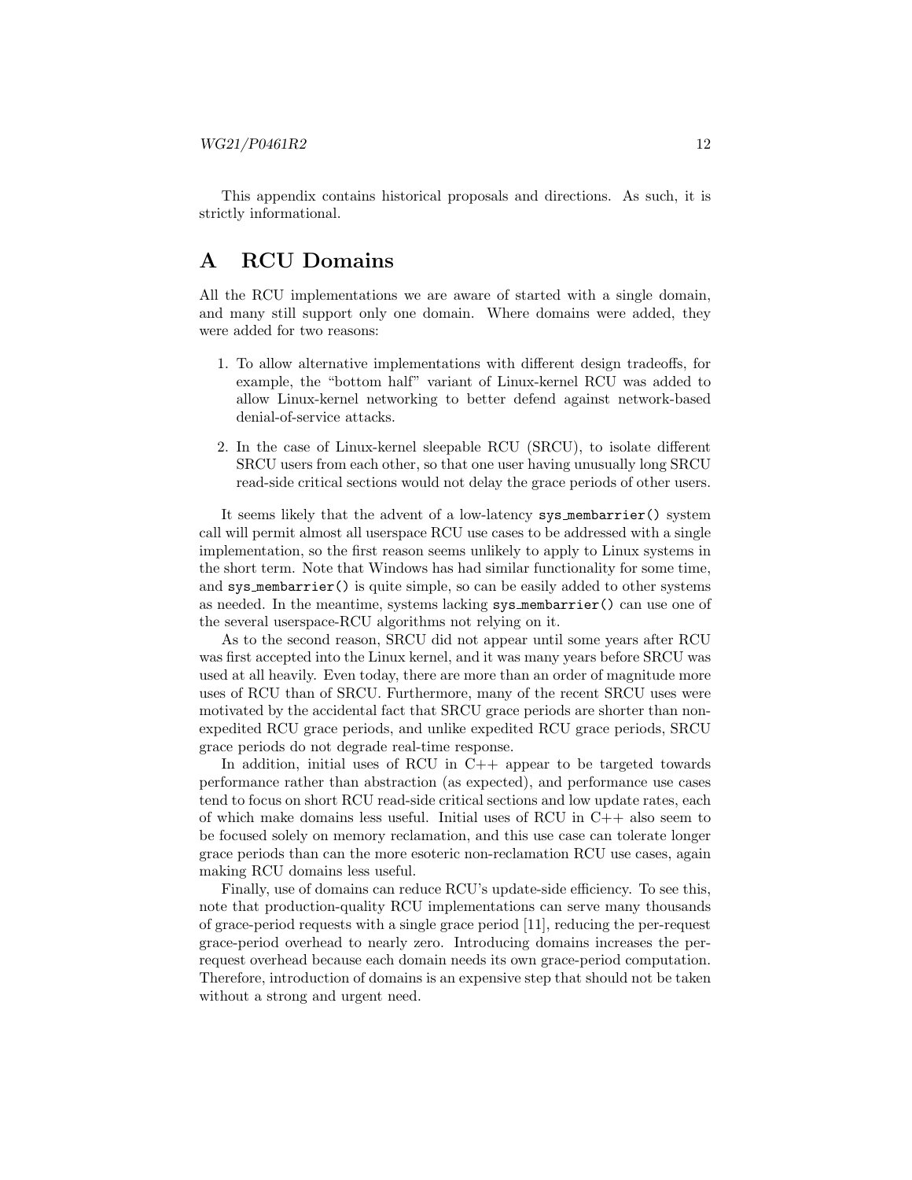This appendix contains historical proposals and directions. As such, it is strictly informational.

# A RCU Domains

All the RCU implementations we are aware of started with a single domain, and many still support only one domain. Where domains were added, they were added for two reasons:

1. To allow alternative implementations with different design tradeoffs, for example, the "bottom half" variant of Linux-kernel RCU was added to allow Linux-kernel networking to better defend against network-based denial-of-service attacks.
2. In the case of Linux-kernel sleepable RCU (SRCU), to isolate different SRCU users from each other, so that one user having unusually long SRCU read-side critical sections would not delay the grace periods of other users.

It seems likely that the advent of a low-latency `sys_membarrier()` system call will permit almost all userspace RCU use cases to be addressed with a single implementation, so the first reason seems unlikely to apply to Linux systems in the short term. Note that Windows has had similar functionality for some time, and `sys_membarrier()` is quite simple, so can be easily added to other systems as needed. In the meantime, systems lacking `sys_membarrier()` can use one of the several userspace-RCU algorithms not relying on it.

As to the second reason, SRCU did not appear until some years after RCU was first accepted into the Linux kernel, and it was many years before SRCU was used at all heavily. Even today, there are more than an order of magnitude more uses of RCU than of SRCU. Furthermore, many of the recent SRCU uses were motivated by the accidental fact that SRCU grace periods are shorter than non-expedited RCU grace periods, and unlike expedited RCU grace periods, SRCU grace periods do not degrade real-time response.

In addition, initial uses of RCU in C++ appear to be targeted towards performance rather than abstraction (as expected), and performance use cases tend to focus on short RCU read-side critical sections and low update rates, each of which make domains less useful. Initial uses of RCU in C++ also seem to be focused solely on memory reclamation, and this use case can tolerate longer grace periods than can the more esoteric non-reclamation RCU use cases, again making RCU domains less useful.

Finally, use of domains can reduce RCU's update-side efficiency. To see this, note that production-quality RCU implementations can serve many thousands of grace-period requests with a single grace period [11], reducing the per-request grace-period overhead to nearly zero. Introducing domains increases the per-request overhead because each domain needs its own grace-period computation. Therefore, introduction of domains is an expensive step that should not be taken without a strong and urgent need.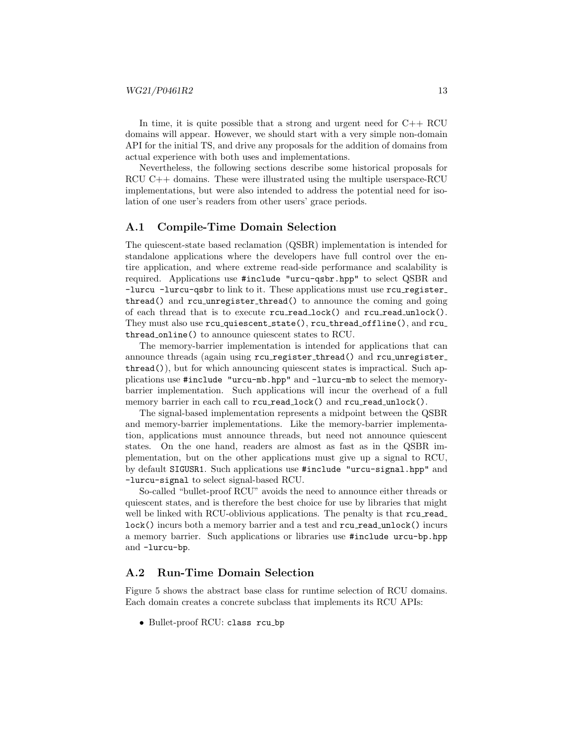In time, it is quite possible that a strong and urgent need for C++ RCU domains will appear. However, we should start with a very simple non-domain API for the initial TS, and drive any proposals for the addition of domains from actual experience with both uses and implementations.

Nevertheless, the following sections describe some historical proposals for RCU C++ domains. These were illustrated using the multiple userspace-RCU implementations, but were also intended to address the potential need for isolation of one user's readers from other users' grace periods.

## A.1 Compile-Time Domain Selection

The quiescent-state based reclamation (QSBR) implementation is intended for standalone applications where the developers have full control over the entire application, and where extreme read-side performance and scalability is required. Applications use `#include "urcu-qsbr.hpp"` to select QSBR and `-lurcu -lurcu-qsbr` to link to it. These applications must use `rcu_register_thread()` and `rcu_unregister_thread()` to announce the coming and going of each thread that is to execute `rcu_read_lock()` and `rcu_read_unlock()`. They must also use `rcu_quiescent_state()`, `rcu_thread_offline()`, and `rcu_thread_online()` to announce quiescent states to RCU.

The memory-barrier implementation is intended for applications that can announce threads (again using `rcu_register_thread()` and `rcu_unregister_thread()`), but for which announcing quiescent states is impractical. Such applications use `#include "urcu-mb.hpp"` and `-lurcu-mb` to select the memory-barrier implementation. Such applications will incur the overhead of a full memory barrier in each call to `rcu_read_lock()` and `rcu_read_unlock()`.

The signal-based implementation represents a midpoint between the QSBR and memory-barrier implementations. Like the memory-barrier implementation, applications must announce threads, but need not announce quiescent states. On the one hand, readers are almost as fast as in the QSBR implementation, but on the other applications must give up a signal to RCU, by default `SIGUSR1`. Such applications use `#include "urcu-signal.hpp"` and `-lurcu-signal` to select signal-based RCU.

So-called "bullet-proof RCU" avoids the need to announce either threads or quiescent states, and is therefore the best choice for use by libraries that might well be linked with RCU-oblivious applications. The penalty is that `rcu_read_lock()` incurs both a memory barrier and a test and `rcu_read_unlock()` incurs a memory barrier. Such applications or libraries use `#include urcu-bp.hpp` and `-lurcu-bp`.

## A.2 Run-Time Domain Selection

Figure 5 shows the abstract base class for runtime selection of RCU domains. Each domain creates a concrete subclass that implements its RCU APIs:

- Bullet-proof RCU: `class rcu_bp`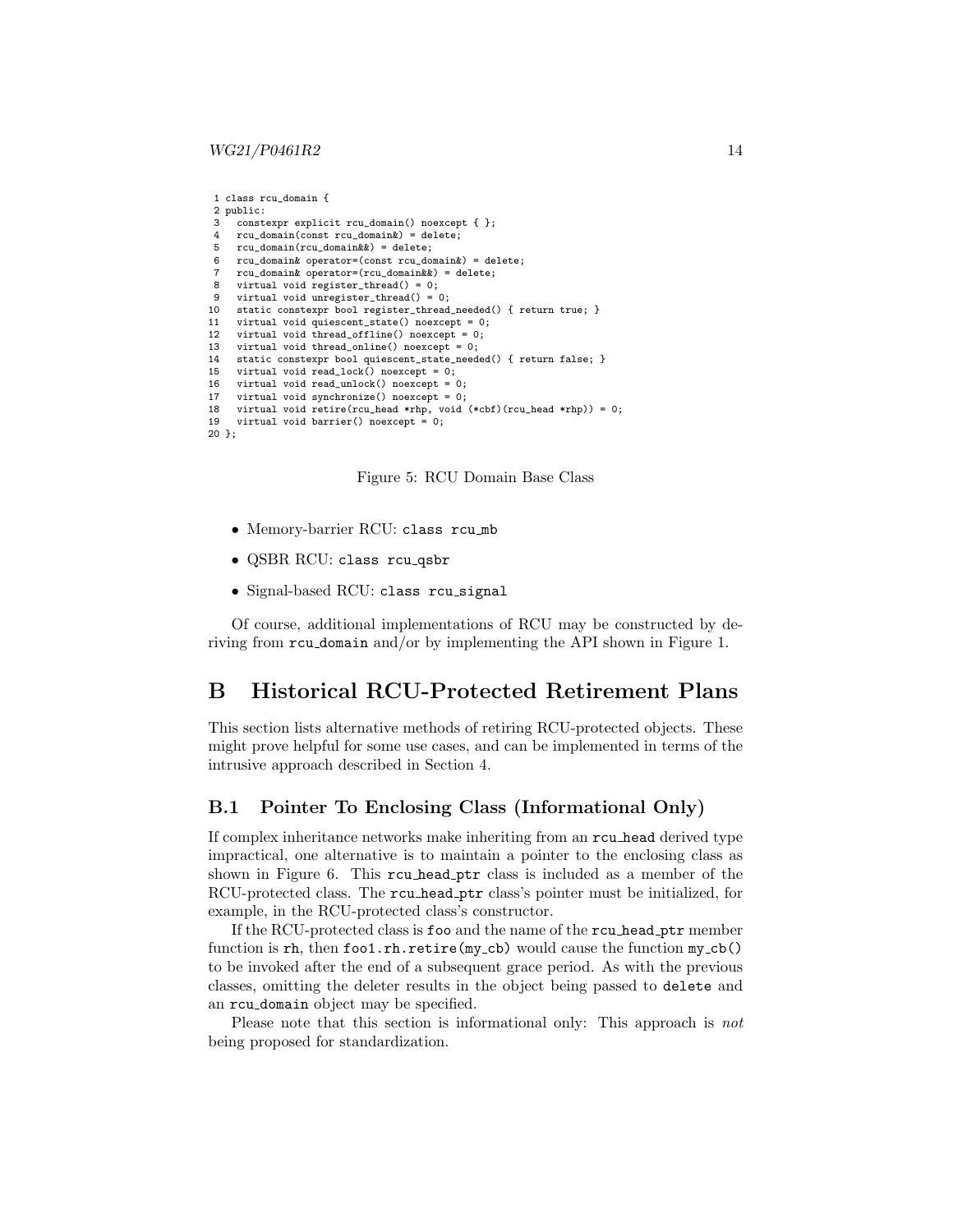```
 1 class rcu_domain {
 2 public:
 3   constexpr explicit rcu_domain() noexcept { };
 4   rcu_domain(const rcu_domain&) = delete;
 5   rcu_domain(rcu_domain&&) = delete;
 6   rcu_domain& operator=(const rcu_domain&) = delete;
 7   rcu_domain& operator=(rcu_domain&&) = delete;
 8   virtual void register_thread() = 0;
 9   virtual void unregister_thread() = 0;
10   static constexpr bool register_thread_needed() { return true; }
11   virtual void quiescent_state() noexcept = 0;
12   virtual void thread_offline() noexcept = 0;
13   virtual void thread_online() noexcept = 0;
14   static constexpr bool quiescent_state_needed() { return false; }
15   virtual void read_lock() noexcept = 0;
16   virtual void read_unlock() noexcept = 0;
17   virtual void synchronize() noexcept = 0;
18   virtual void retire(rcu_head *rhp, void (*cbf)(rcu_head *rhp)) = 0;
19   virtual void barrier() noexcept = 0;
20 };
```

Figure 5: RCU Domain Base Class

- Memory-barrier RCU: `class rcu_mb`
- QSBR RCU: `class rcu_qsbr`
- Signal-based RCU: `class rcu_signal`

Of course, additional implementations of RCU may be constructed by deriving from `rcu_domain` and/or by implementing the API shown in Figure 1.

# B Historical RCU-Protected Retirement Plans

This section lists alternative methods of retiring RCU-protected objects. These might prove helpful for some use cases, and can be implemented in terms of the intrusive approach described in Section 4.

## B.1 Pointer To Enclosing Class (Informational Only)

If complex inheritance networks make inheriting from an `rcu_head` derived type impractical, one alternative is to maintain a pointer to the enclosing class as shown in Figure 6. This `rcu_head_ptr` class is included as a member of the RCU-protected class. The `rcu_head_ptr` class's pointer must be initialized, for example, in the RCU-protected class's constructor.

If the RCU-protected class is `foo` and the name of the `rcu_head_ptr` member function is `rh`, then `foo1.rh.retire(my_cb)` would cause the function `my_cb()` to be invoked after the end of a subsequent grace period. As with the previous classes, omitting the deleter results in the object being passed to `delete` and an `rcu_domain` object may be specified.

Please note that this section is informational only: This approach is *not* being proposed for standardization.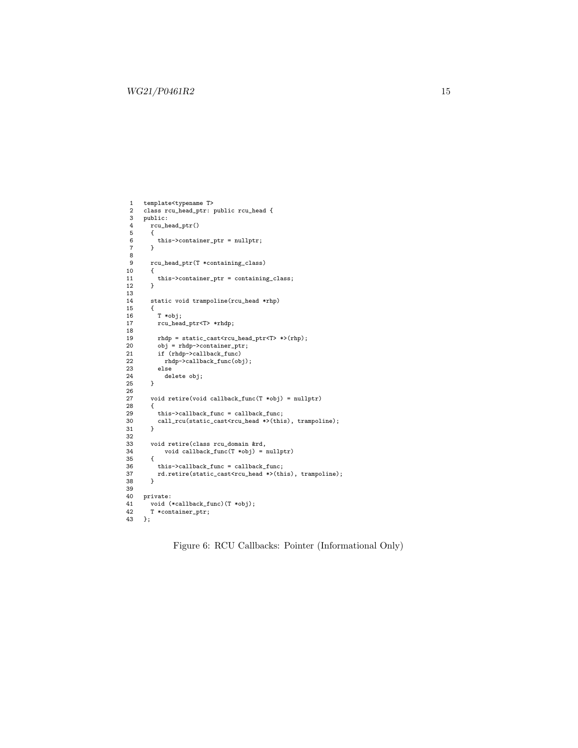```
template<typename T>
class rcu_head_ptr: public rcu_head {
public:
  rcu_head_ptr()
  {
    this->container_ptr = nullptr;
  }

  rcu_head_ptr(T *containing_class)
  {
    this->container_ptr = containing_class;
  }

  static void trampoline(rcu_head *rhp)
  {
    T *obj;
    rcu_head_ptr<T> *rhdp;

    rhdp = static_cast<rcu_head_ptr<T> *>(rhp);
    obj = rhdp->container_ptr;
    if (rhdp->callback_func)
      rhdp->callback_func(obj);
    else
      delete obj;
  }

  void retire(void callback_func(T *obj) = nullptr)
  {
    this->callback_func = callback_func;
    call_rcu(static_cast<rcu_head *>(this), trampoline);
  }

  void retire(class rcu_domain &rd,
      void callback_func(T *obj) = nullptr)
  {
    this->callback_func = callback_func;
    rd.retire(static_cast<rcu_head *>(this), trampoline);
  }

private:
  void (*callback_func)(T *obj);
  T *container_ptr;
};
```

Figure 6: RCU Callbacks: Pointer (Informational Only)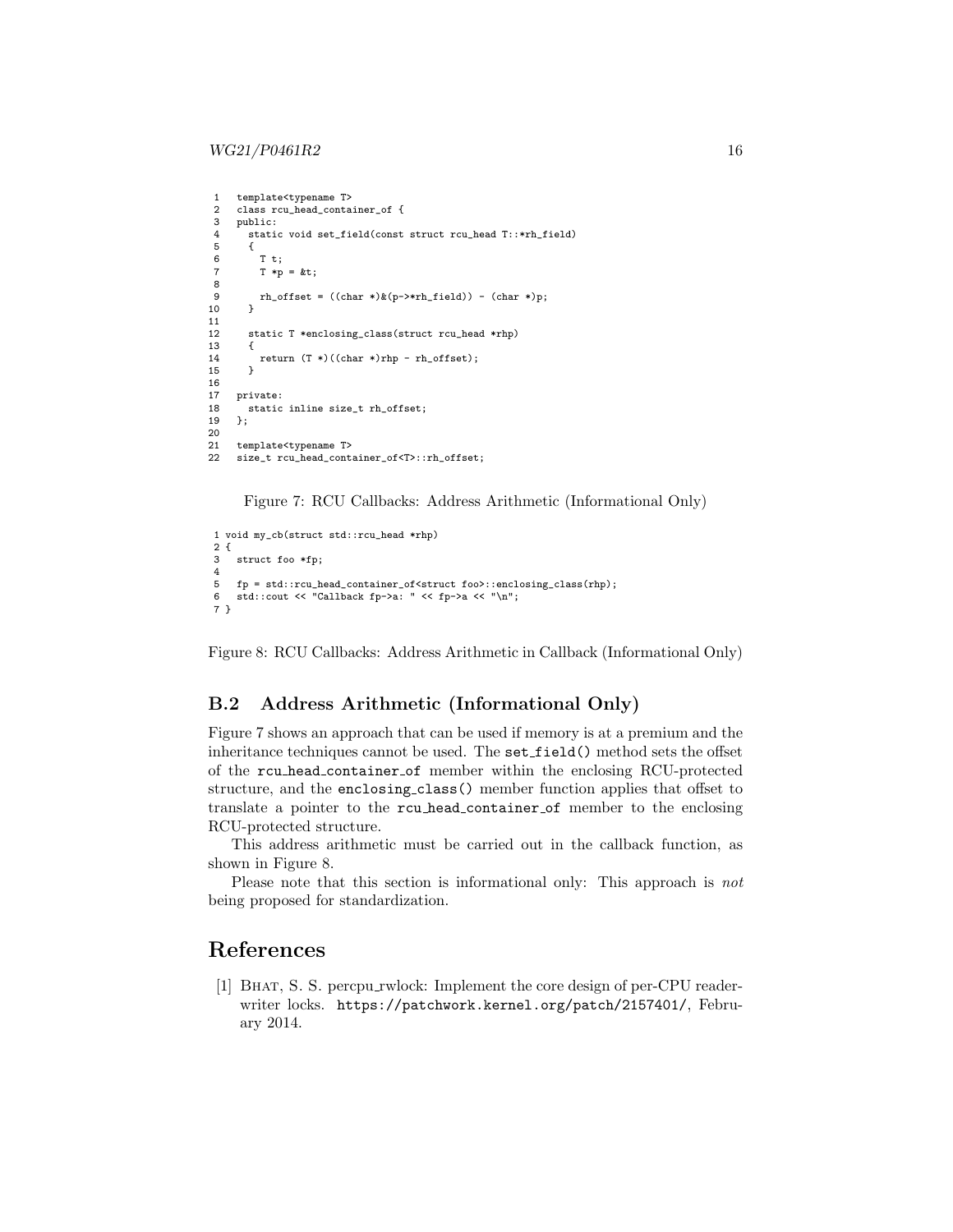```
1   template<typename T>
2   class rcu_head_container_of {
3   public:
4     static void set_field(const struct rcu_head T::*rh_field)
5     {
6       T t;
7       T *p = &t;
8
9       rh_offset = ((char *)&(p->*rh_field)) - (char *)p;
10    }
11
12    static T *enclosing_class(struct rcu_head *rhp)
13    {
14      return (T *)((char *)rhp - rh_offset);
15    }
16
17  private:
18    static inline size_t rh_offset;
19  };
20
21  template<typename T>
22  size_t rcu_head_container_of<T>::rh_offset;
```

Figure 7: RCU Callbacks: Address Arithmetic (Informational Only)

```
1 void my_cb(struct std::rcu_head *rhp)
2 {
3   struct foo *fp;
4
5   fp = std::rcu_head_container_of<struct foo>::enclosing_class(rhp);
6   std::cout << "Callback fp->a: " << fp->a << "\n";
7 }
```

Figure 8: RCU Callbacks: Address Arithmetic in Callback (Informational Only)

## B.2 Address Arithmetic (Informational Only)

Figure 7 shows an approach that can be used if memory is at a premium and the inheritance techniques cannot be used. The `set_field()` method sets the offset of the `rcu_head_container_of` member within the enclosing RCU-protected structure, and the `enclosing_class()` member function applies that offset to translate a pointer to the `rcu_head_container_of` member to the enclosing RCU-protected structure.

This address arithmetic must be carried out in the callback function, as shown in Figure 8.

Please note that this section is informational only: This approach is *not* being proposed for standardization.

# References

[1] Bhat, S. S. percpu_rwlock: Implement the core design of per-CPU reader-writer locks. `https://patchwork.kernel.org/patch/2157401/`, February 2014.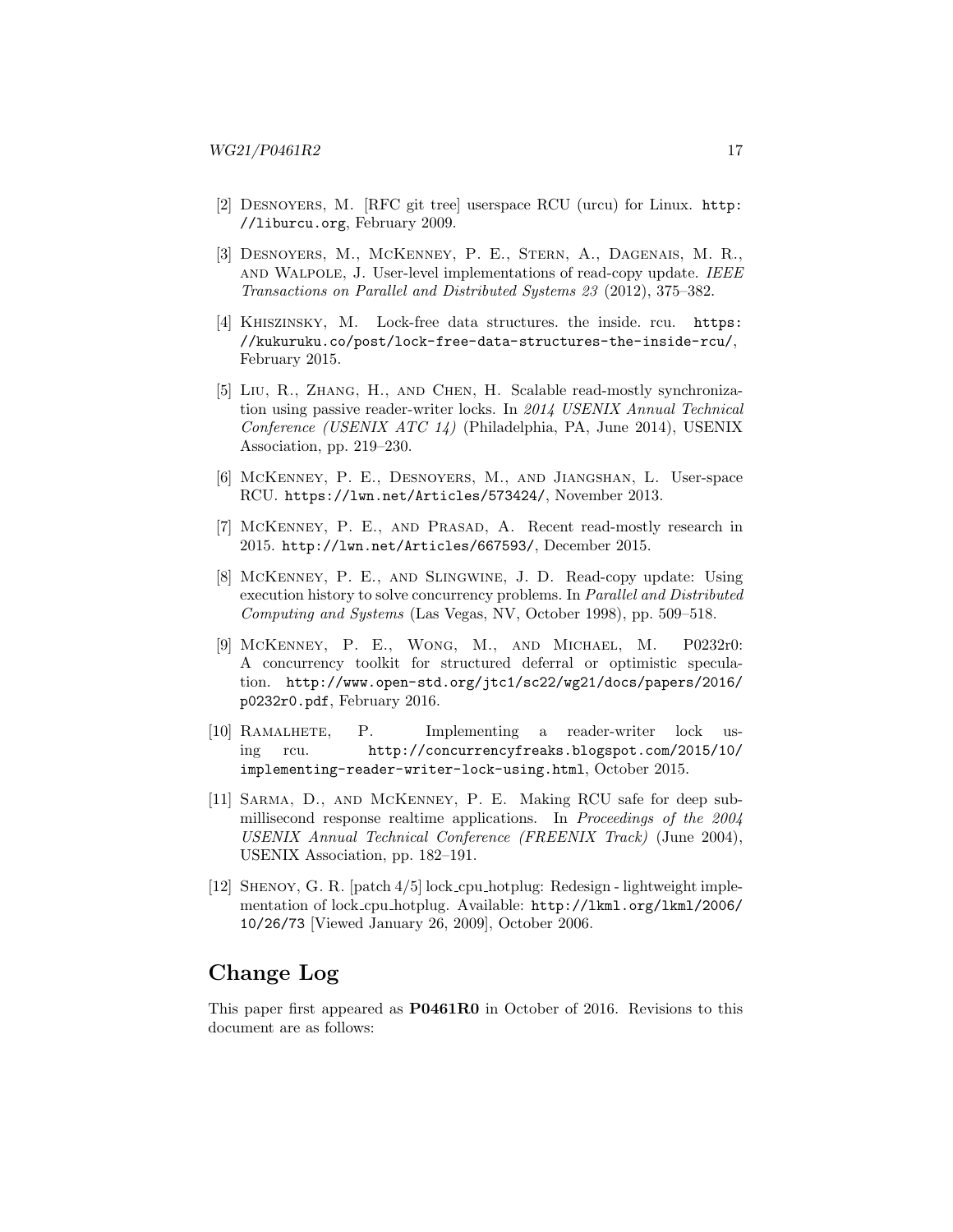[2] Desnoyers, M. [RFC git tree] userspace RCU (urcu) for Linux. http://liburcu.org, February 2009.

[3] Desnoyers, M., McKenney, P. E., Stern, A., Dagenais, M. R., and Walpole, J. User-level implementations of read-copy update. *IEEE Transactions on Parallel and Distributed Systems 23* (2012), 375–382.

[4] Khiszinsky, M. Lock-free data structures. the inside. rcu. https://kukuruku.co/post/lock-free-data-structures-the-inside-rcu/, February 2015.

[5] Liu, R., Zhang, H., and Chen, H. Scalable read-mostly synchronization using passive reader-writer locks. In *2014 USENIX Annual Technical Conference (USENIX ATC 14)* (Philadelphia, PA, June 2014), USENIX Association, pp. 219–230.

[6] McKenney, P. E., Desnoyers, M., and Jiangshan, L. User-space RCU. https://lwn.net/Articles/573424/, November 2013.

[7] McKenney, P. E., and Prasad, A. Recent read-mostly research in 2015. http://lwn.net/Articles/667593/, December 2015.

[8] McKenney, P. E., and Slingwine, J. D. Read-copy update: Using execution history to solve concurrency problems. In *Parallel and Distributed Computing and Systems* (Las Vegas, NV, October 1998), pp. 509–518.

[9] McKenney, P. E., Wong, M., and Michael, M. P0232r0: A concurrency toolkit for structured deferral or optimistic speculation. http://www.open-std.org/jtc1/sc22/wg21/docs/papers/2016/p0232r0.pdf, February 2016.

[10] Ramalhete, P. Implementing a reader-writer lock using rcu. http://concurrencyfreaks.blogspot.com/2015/10/implementing-reader-writer-lock-using.html, October 2015.

[11] Sarma, D., and McKenney, P. E. Making RCU safe for deep submillisecond response realtime applications. In *Proceedings of the 2004 USENIX Annual Technical Conference (FREENIX Track)* (June 2004), USENIX Association, pp. 182–191.

[12] Shenoy, G. R. [patch 4/5] lock_cpu_hotplug: Redesign - lightweight implementation of lock_cpu_hotplug. Available: http://lkml.org/lkml/2006/10/26/73 [Viewed January 26, 2009], October 2006.

## Change Log

This paper first appeared as **P0461R0** in October of 2016. Revisions to this document are as follows: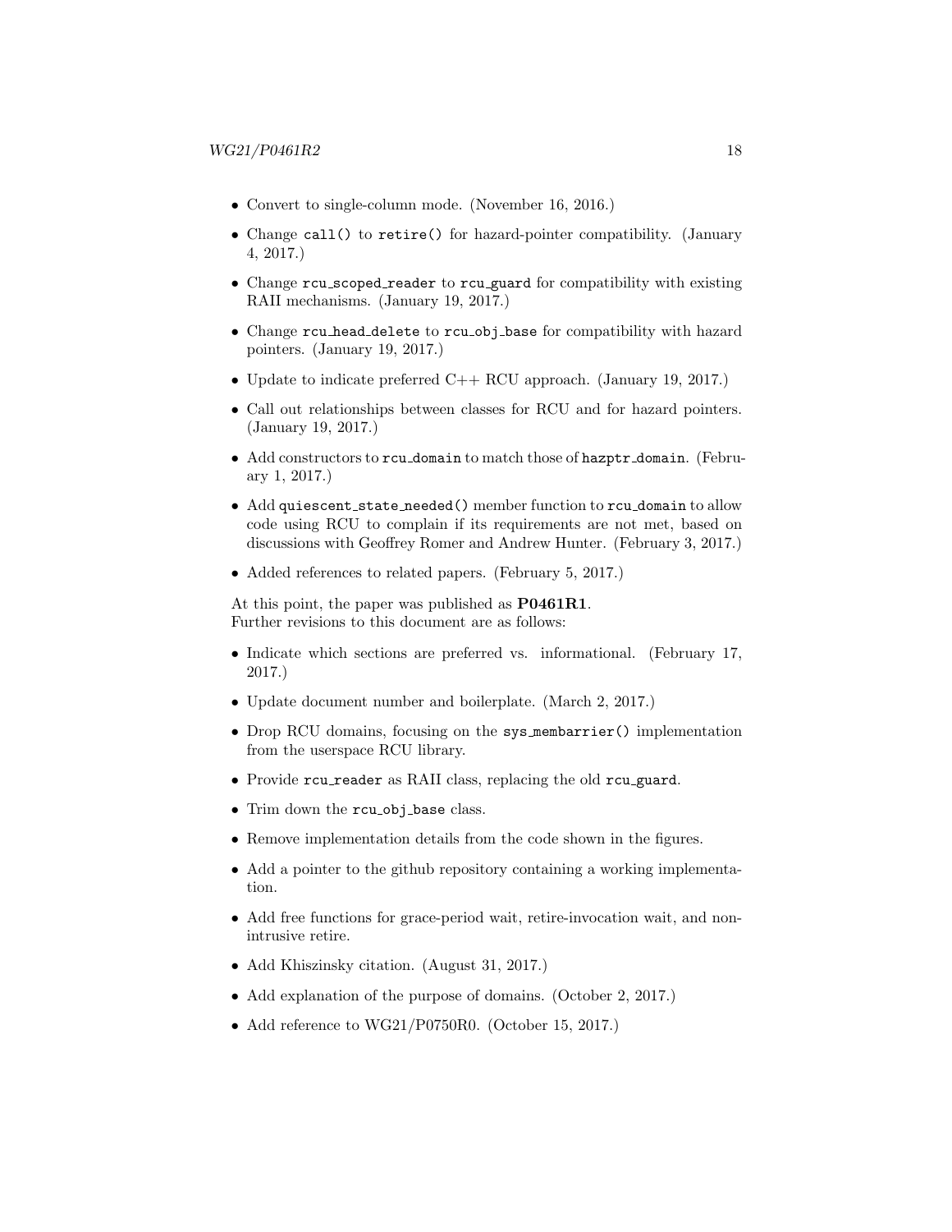- Convert to single-column mode. (November 16, 2016.)
- Change `call()` to `retire()` for hazard-pointer compatibility. (January 4, 2017.)
- Change `rcu_scoped_reader` to `rcu_guard` for compatibility with existing RAII mechanisms. (January 19, 2017.)
- Change `rcu_head_delete` to `rcu_obj_base` for compatibility with hazard pointers. (January 19, 2017.)
- Update to indicate preferred C++ RCU approach. (January 19, 2017.)
- Call out relationships between classes for RCU and for hazard pointers. (January 19, 2017.)
- Add constructors to `rcu_domain` to match those of `hazptr_domain`. (February 1, 2017.)
- Add `quiescent_state_needed()` member function to `rcu_domain` to allow code using RCU to complain if its requirements are not met, based on discussions with Geoffrey Romer and Andrew Hunter. (February 3, 2017.)
- Added references to related papers. (February 5, 2017.)

At this point, the paper was published as **P0461R1**.
Further revisions to this document are as follows:

- Indicate which sections are preferred vs. informational. (February 17, 2017.)
- Update document number and boilerplate. (March 2, 2017.)
- Drop RCU domains, focusing on the `sys_membarrier()` implementation from the userspace RCU library.
- Provide `rcu_reader` as RAII class, replacing the old `rcu_guard`.
- Trim down the `rcu_obj_base` class.
- Remove implementation details from the code shown in the figures.
- Add a pointer to the github repository containing a working implementation.
- Add free functions for grace-period wait, retire-invocation wait, and non-intrusive retire.
- Add Khiszinsky citation. (August 31, 2017.)
- Add explanation of the purpose of domains. (October 2, 2017.)
- Add reference to WG21/P0750R0. (October 15, 2017.)